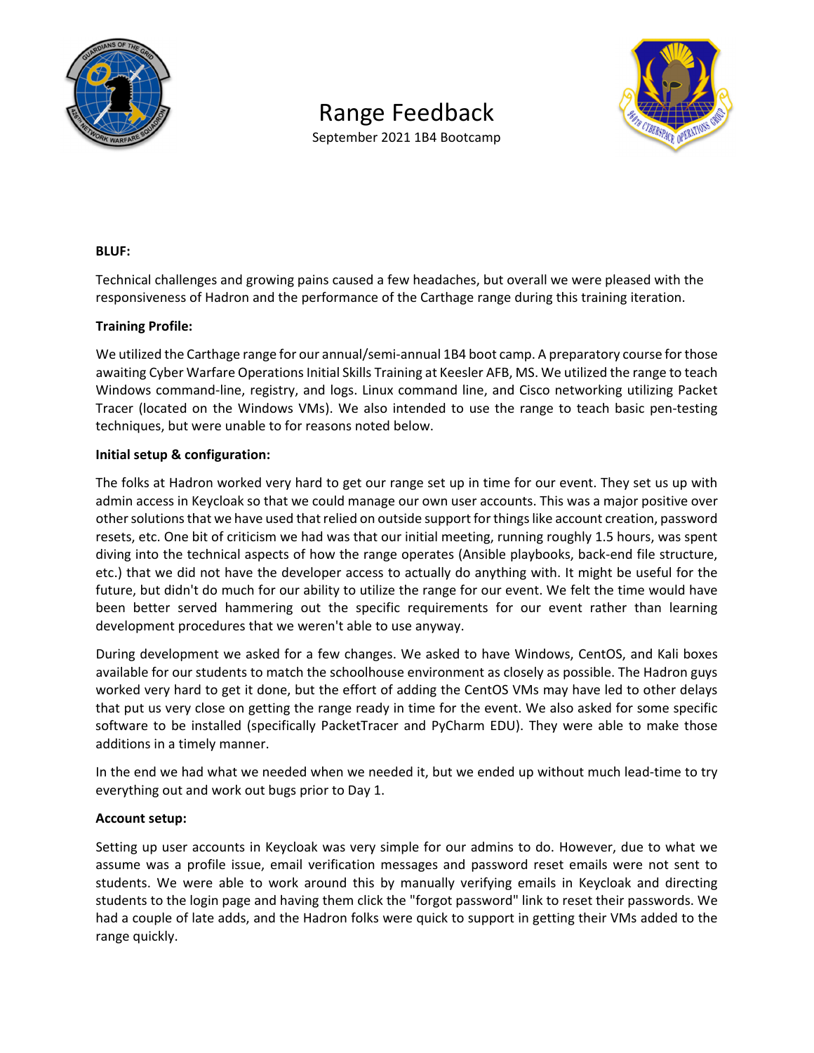# Range Feedback

September 2021 1B4 Bootcamp

**BLUF:**

Technical challenges and growing pains caused a few headaches, but overall we were pleased with the responsiveness of Hadron and the performance of the Carthage range during this training iteration.

**Training Profile:**

We utilized the Carthage range for our annual/semi-annual 1B4 boot camp. A preparatory course for those awaiting Cyber Warfare Operations Initial Skills Training at Keesler AFB, MS. We utilized the range to teach Windows command-line, registry, and logs. Linux command line, and Cisco networking utilizing Packet Tracer (located on the Windows VMs). We also intended to use the range to teach basic pen-testing techniques, but were unable to for reasons noted below.

**Initial setup & configuration:**

The folks at Hadron worked very hard to get our range set up in time for our event. They set us up with admin access in Keycloak so that we could manage our own user accounts. This was a major positive over other solutions that we have used that relied on outside support for things like account creation, password resets, etc. One bit of criticism we had was that our initial meeting, running roughly 1.5 hours, was spent diving into the technical aspects of how the range operates (Ansible playbooks, back-end file structure, etc.) that we did not have the developer access to actually do anything with. It might be useful for the future, but didn't do much for our ability to utilize the range for our event. We felt the time would have been better served hammering out the specific requirements for our event rather than learning development procedures that we weren't able to use anyway.

During development we asked for a few changes. We asked to have Windows, CentOS, and Kali boxes available for our students to match the schoolhouse environment as closely as possible. The Hadron guys worked very hard to get it done, but the effort of adding the CentOS VMs may have led to other delays that put us very close on getting the range ready in time for the event. We also asked for some specific software to be installed (specifically PacketTracer and PyCharm EDU). They were able to make those additions in a timely manner.

In the end we had what we needed when we needed it, but we ended up without much lead-time to try everything out and work out bugs prior to Day 1.

**Account setup:**

Setting up user accounts in Keycloak was very simple for our admins to do. However, due to what we assume was a profile issue, email verification messages and password reset emails were not sent to students. We were able to work around this by manually verifying emails in Keycloak and directing students to the login page and having them click the "forgot password" link to reset their passwords. We had a couple of late adds, and the Hadron folks were quick to support in getting their VMs added to the range quickly.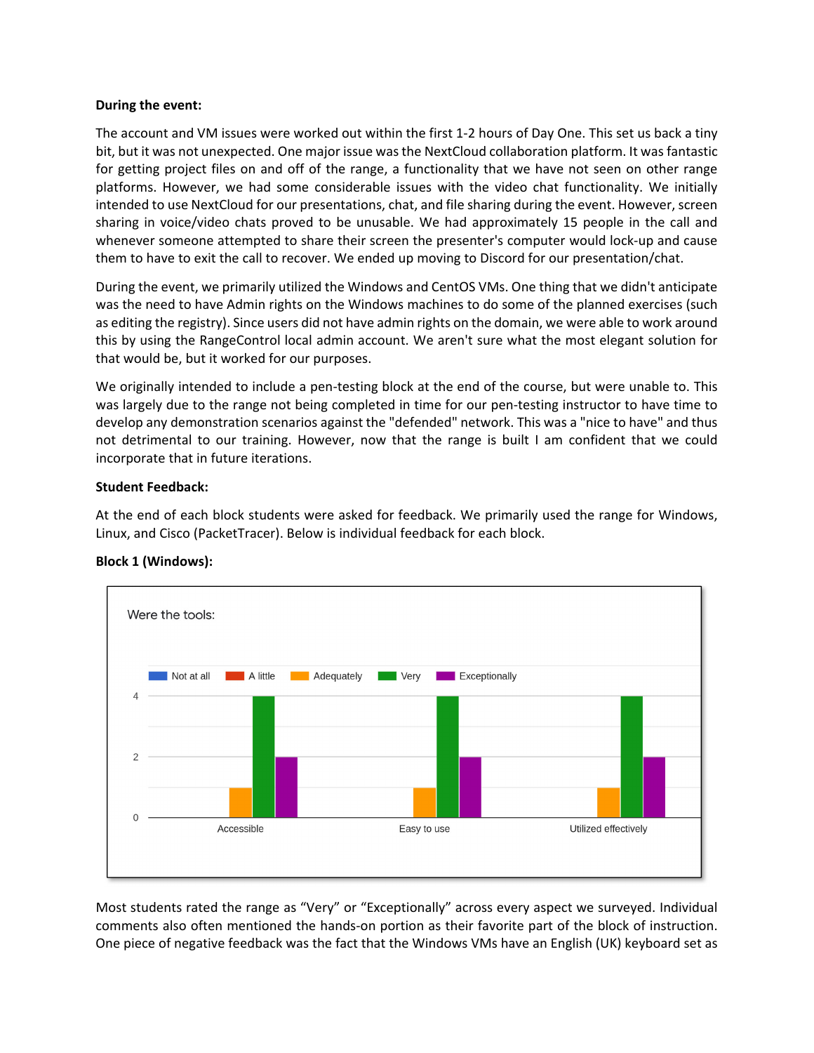**During the event:**

The account and VM issues were worked out within the first 1-2 hours of Day One. This set us back a tiny bit, but it was not unexpected. One major issue was the NextCloud collaboration platform. It was fantastic for getting project files on and off of the range, a functionality that we have not seen on other range platforms. However, we had some considerable issues with the video chat functionality. We initially intended to use NextCloud for our presentations, chat, and file sharing during the event. However, screen sharing in voice/video chats proved to be unusable. We had approximately 15 people in the call and whenever someone attempted to share their screen the presenter's computer would lock-up and cause them to have to exit the call to recover. We ended up moving to Discord for our presentation/chat.

During the event, we primarily utilized the Windows and CentOS VMs. One thing that we didn't anticipate was the need to have Admin rights on the Windows machines to do some of the planned exercises (such as editing the registry). Since users did not have admin rights on the domain, we were able to work around this by using the RangeControl local admin account. We aren't sure what the most elegant solution for that would be, but it worked for our purposes.

We originally intended to include a pen-testing block at the end of the course, but were unable to. This was largely due to the range not being completed in time for our pen-testing instructor to have time to develop any demonstration scenarios against the "defended" network. This was a "nice to have" and thus not detrimental to our training. However, now that the range is built I am confident that we could incorporate that in future iterations.

**Student Feedback:**

At the end of each block students were asked for feedback. We primarily used the range for Windows, Linux, and Cisco (PacketTracer). Below is individual feedback for each block.

**Block 1 (Windows):**

Were the tools:

| | Not at all | A little | Adequately | Very | Exceptionally |
|---|---|---|---|---|---|
| Accessible | 0 | 0 | 1 | 4 | 2 |
| Easy to use | 0 | 0 | 1 | 4 | 2 |
| Utilized effectively | 0 | 0 | 1 | 4 | 2 |

Most students rated the range as "Very" or "Exceptionally" across every aspect we surveyed. Individual comments also often mentioned the hands-on portion as their favorite part of the block of instruction. One piece of negative feedback was the fact that the Windows VMs have an English (UK) keyboard set as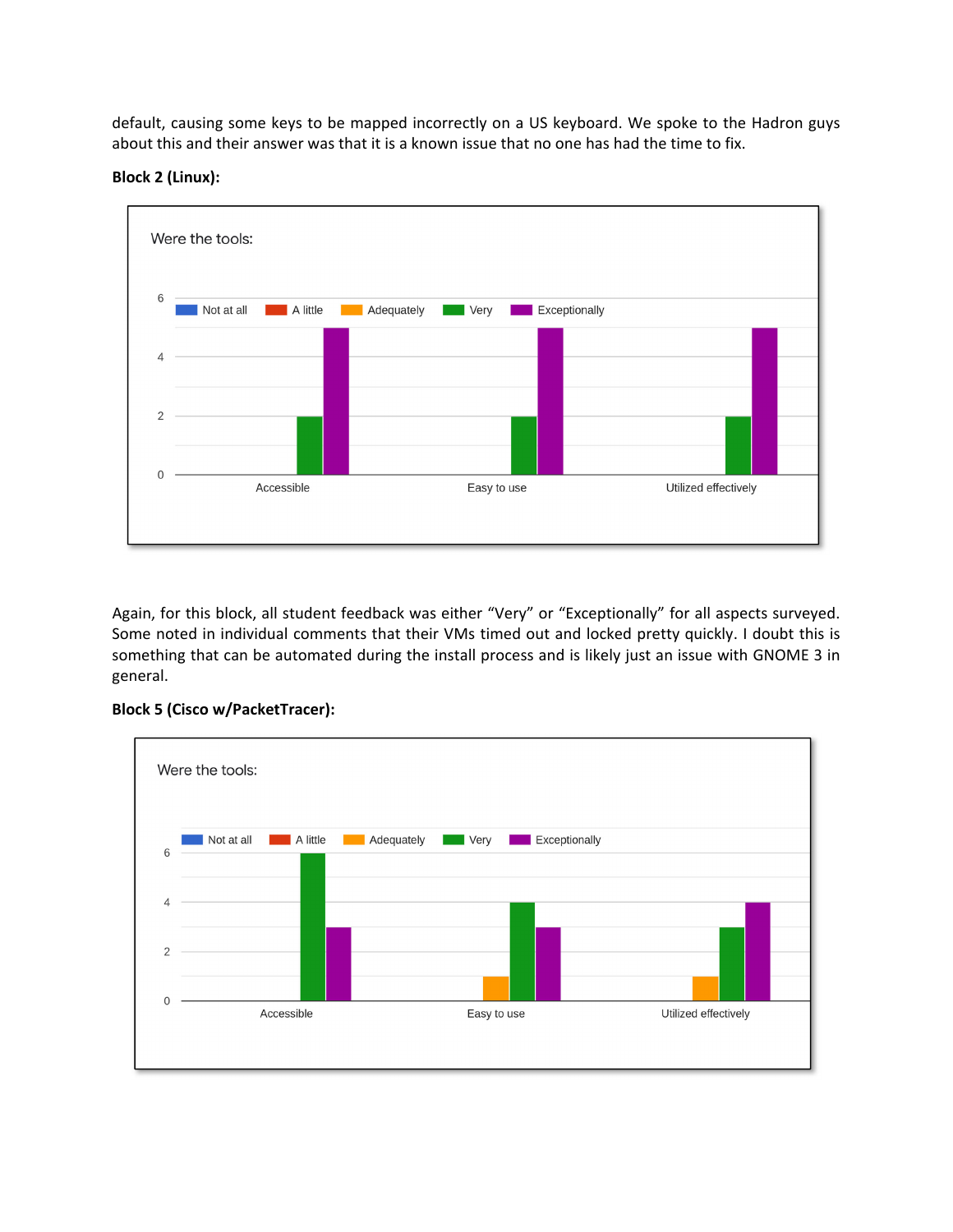default, causing some keys to be mapped incorrectly on a US keyboard. We spoke to the Hadron guys about this and their answer was that it is a known issue that no one has had the time to fix.

**Block 2 (Linux):**

Again, for this block, all student feedback was either "Very" or "Exceptionally" for all aspects surveyed. Some noted in individual comments that their VMs timed out and locked pretty quickly. I doubt this is something that can be automated during the install process and is likely just an issue with GNOME 3 in general.

**Block 5 (Cisco w/PacketTracer):**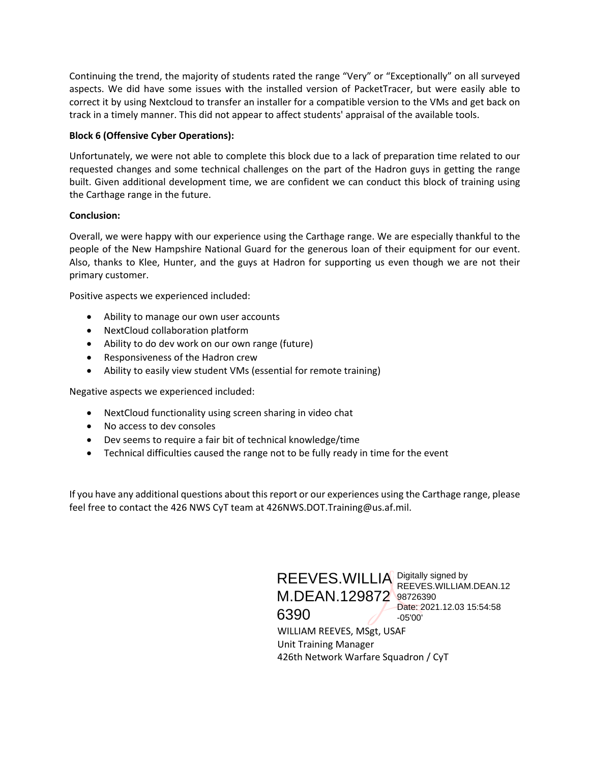Continuing the trend, the majority of students rated the range "Very" or "Exceptionally" on all surveyed aspects. We did have some issues with the installed version of PacketTracer, but were easily able to correct it by using Nextcloud to transfer an installer for a compatible version to the VMs and get back on track in a timely manner. This did not appear to affect students' appraisal of the available tools.

**Block 6 (Offensive Cyber Operations):**

Unfortunately, we were not able to complete this block due to a lack of preparation time related to our requested changes and some technical challenges on the part of the Hadron guys in getting the range built. Given additional development time, we are confident we can conduct this block of training using the Carthage range in the future.

**Conclusion:**

Overall, we were happy with our experience using the Carthage range. We are especially thankful to the people of the New Hampshire National Guard for the generous loan of their equipment for our event. Also, thanks to Klee, Hunter, and the guys at Hadron for supporting us even though we are not their primary customer.

Positive aspects we experienced included:

- Ability to manage our own user accounts
- NextCloud collaboration platform
- Ability to do dev work on our own range (future)
- Responsiveness of the Hadron crew
- Ability to easily view student VMs (essential for remote training)

Negative aspects we experienced included:

- NextCloud functionality using screen sharing in video chat
- No access to dev consoles
- Dev seems to require a fair bit of technical knowledge/time
- Technical difficulties caused the range not to be fully ready in time for the event

If you have any additional questions about this report or our experiences using the Carthage range, please feel free to contact the 426 NWS CyT team at 426NWS.DOT.Training@us.af.mil.

REEVES.WILLIAM.DEAN.1298726390

Digitally signed by REEVES.WILLIAM.DEAN.1298726390
Date: 2021.12.03 15:54:58 -05'00'

WILLIAM REEVES, MSgt, USAF
Unit Training Manager
426th Network Warfare Squadron / CyT